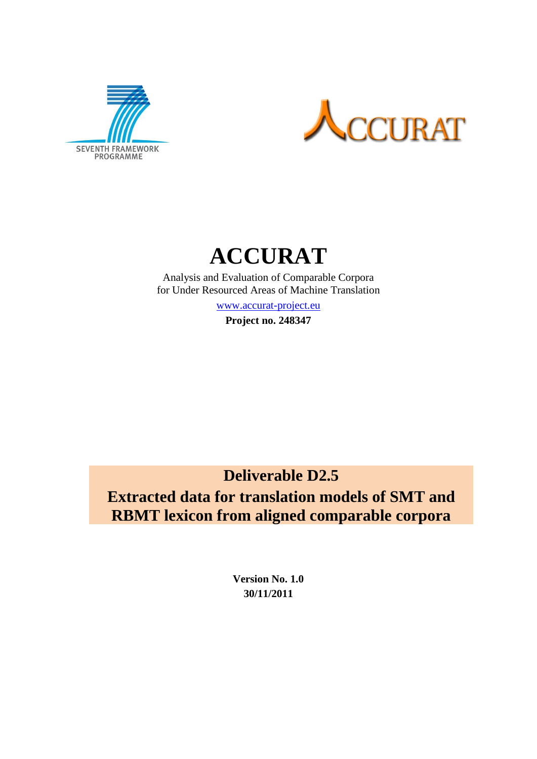SEVENTH FRAMEWORK PROGRAMME

# ACCURAT

Analysis and Evaluation of Comparable Corpora
for Under Resourced Areas of Machine Translation

www.accurat-project.eu

**Project no. 248347**

## Deliverable D2.5
## Extracted data for translation models of SMT and RBMT lexicon from aligned comparable corpora

**Version No. 1.0**
**30/11/2011**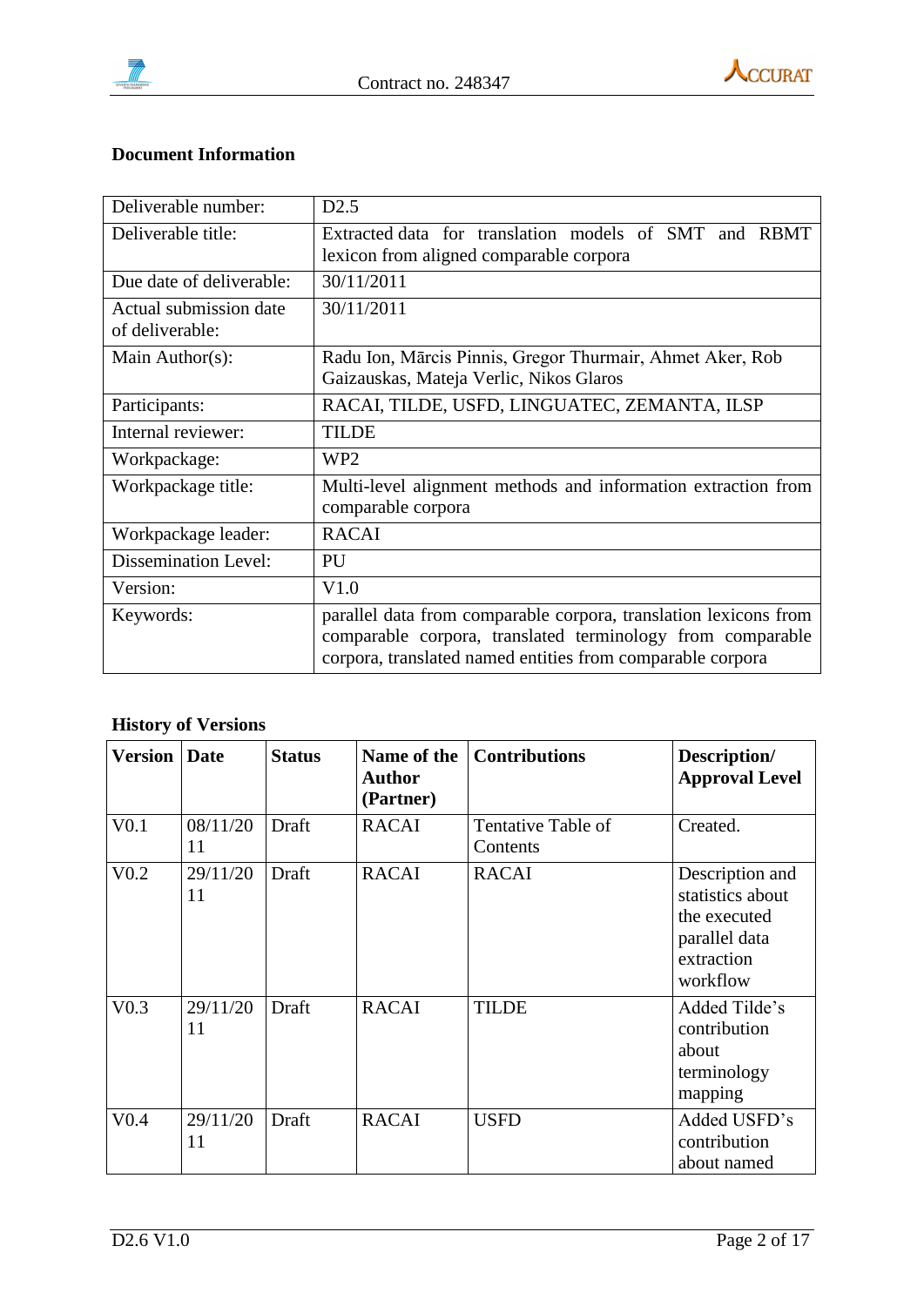**Document Information**

| Deliverable number: | D2.5 |
|---|---|
| Deliverable title: | Extracted data for translation models of SMT and RBMT lexicon from aligned comparable corpora |
| Due date of deliverable: | 30/11/2011 |
| Actual submission date of deliverable: | 30/11/2011 |
| Main Author(s): | Radu Ion, Mārcis Pinnis, Gregor Thurmair, Ahmet Aker, Rob Gaizauskas, Mateja Verlic, Nikos Glaros |
| Participants: | RACAI, TILDE, USFD, LINGUATEC, ZEMANTA, ILSP |
| Internal reviewer: | TILDE |
| Workpackage: | WP2 |
| Workpackage title: | Multi-level alignment methods and information extraction from comparable corpora |
| Workpackage leader: | RACAI |
| Dissemination Level: | PU |
| Version: | V1.0 |
| Keywords: | parallel data from comparable corpora, translation lexicons from comparable corpora, translated terminology from comparable corpora, translated named entities from comparable corpora |

**History of Versions**

| Version | Date | Status | Name of the Author (Partner) | Contributions | Description/ Approval Level |
|---|---|---|---|---|---|
| V0.1 | 08/11/2011 | Draft | RACAI | Tentative Table of Contents | Created. |
| V0.2 | 29/11/2011 | Draft | RACAI | RACAI | Description and statistics about the executed parallel data extraction workflow |
| V0.3 | 29/11/2011 | Draft | RACAI | TILDE | Added Tilde's contribution about terminology mapping |
| V0.4 | 29/11/2011 | Draft | RACAI | USFD | Added USFD's contribution about named |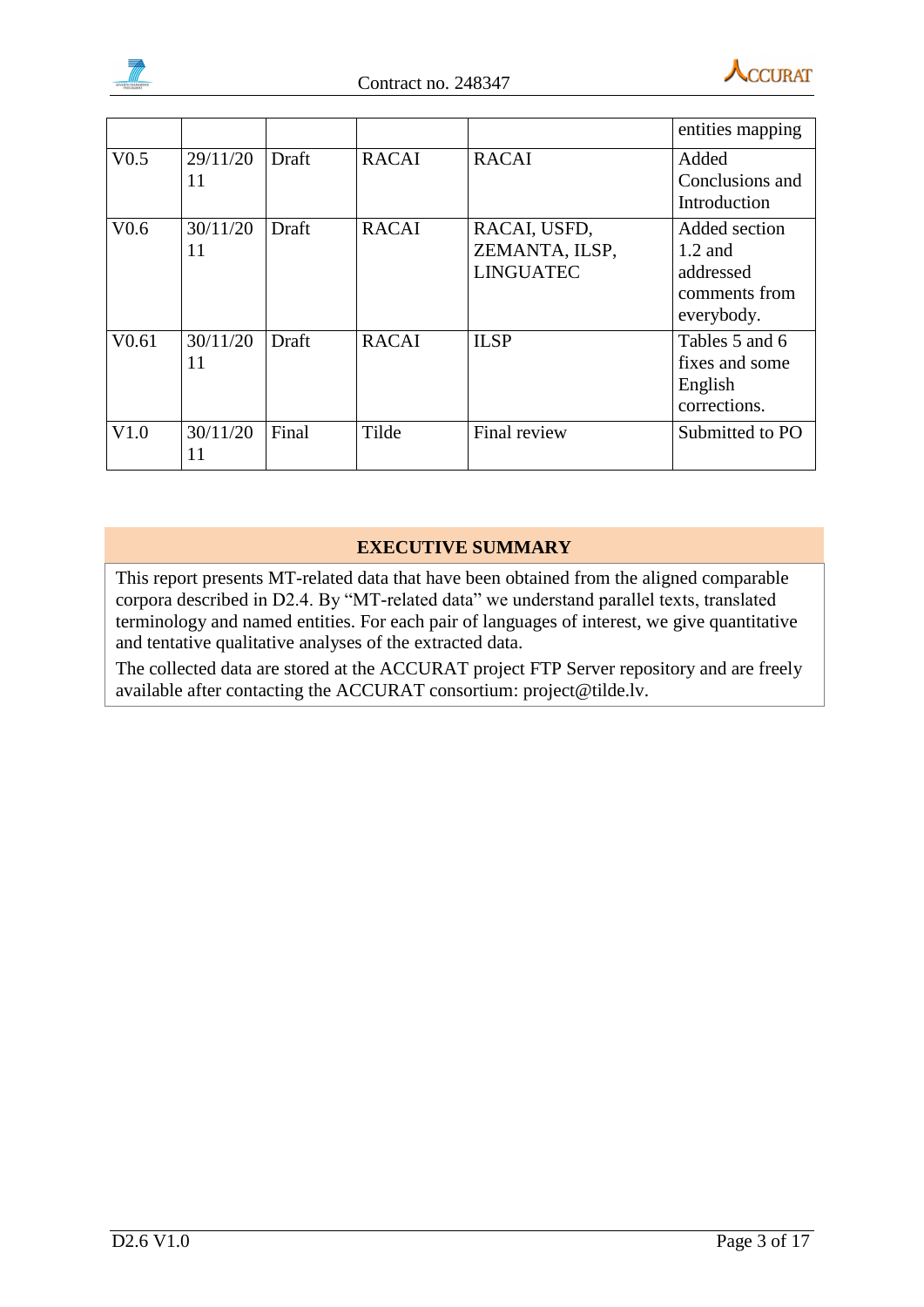|  |  |  |  |  | entities mapping |
|---|---|---|---|---|---|
| V0.5 | 29/11/2011 | Draft | RACAI | RACAI | Added Conclusions and Introduction |
| V0.6 | 30/11/2011 | Draft | RACAI | RACAI, USFD, ZEMANTA, ILSP, LINGUATEC | Added section 1.2 and addressed comments from everybody. |
| V0.61 | 30/11/2011 | Draft | RACAI | ILSP | Tables 5 and 6 fixes and some English corrections. |
| V1.0 | 30/11/2011 | Final | Tilde | Final review | Submitted to PO |

## EXECUTIVE SUMMARY

This report presents MT-related data that have been obtained from the aligned comparable corpora described in D2.4. By "MT-related data" we understand parallel texts, translated terminology and named entities. For each pair of languages of interest, we give quantitative and tentative qualitative analyses of the extracted data.

The collected data are stored at the ACCURAT project FTP Server repository and are freely available after contacting the ACCURAT consortium: project@tilde.lv.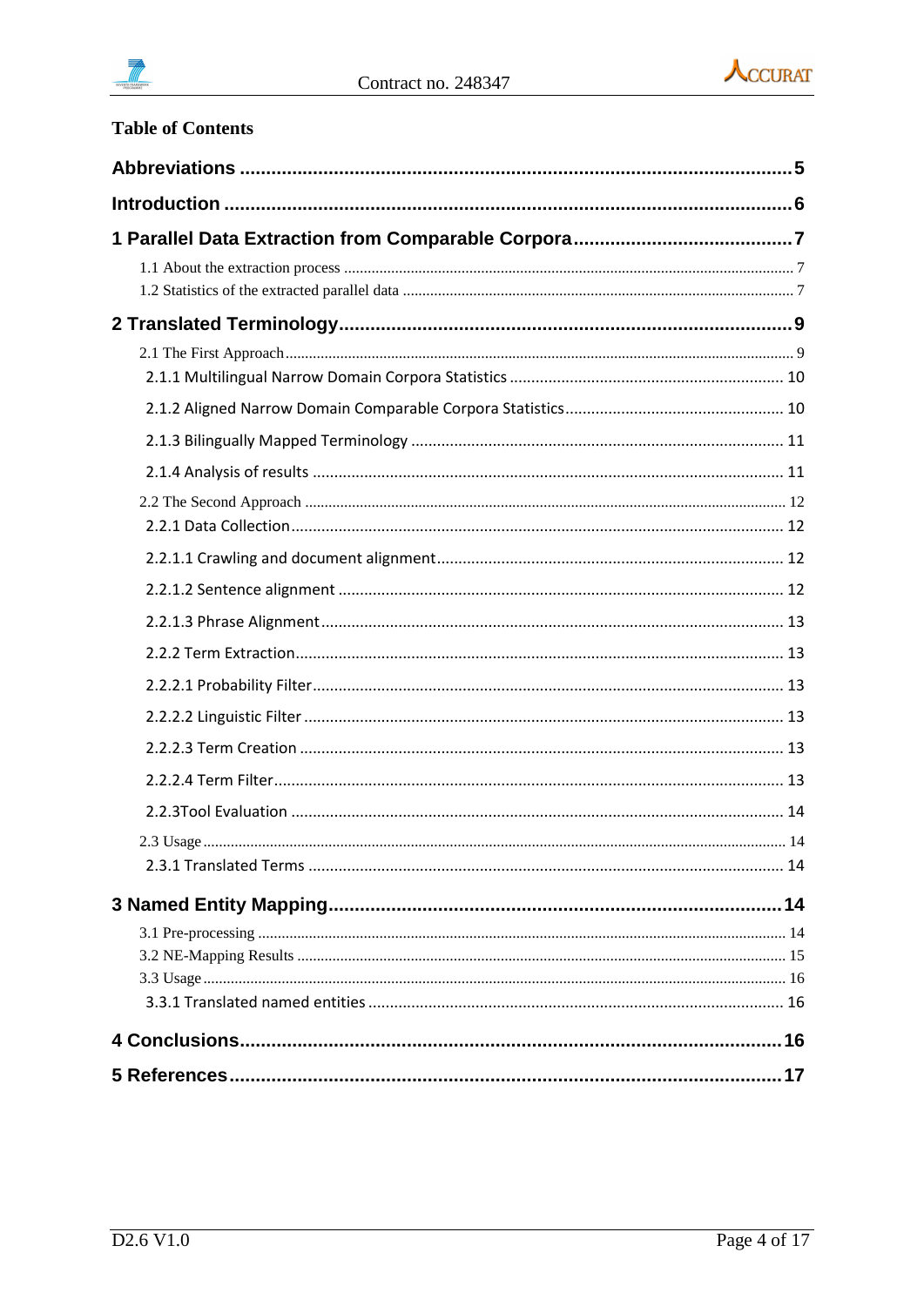## Table of Contents

**Abbreviations** ..... **5**

**Introduction** ..... **6**

**1 Parallel Data Extraction from Comparable Corpora** ..... **7**

- 1.1 About the extraction process ..... 7
- 1.2 Statistics of the extracted parallel data ..... 7

**2 Translated Terminology** ..... **9**

- 2.1 The First Approach ..... 9
  - 2.1.1 Multilingual Narrow Domain Corpora Statistics ..... 10
  - 2.1.2 Aligned Narrow Domain Comparable Corpora Statistics ..... 10
  - 2.1.3 Bilingually Mapped Terminology ..... 11
  - 2.1.4 Analysis of results ..... 11
- 2.2 The Second Approach ..... 12
  - 2.2.1 Data Collection ..... 12
  - 2.2.1.1 Crawling and document alignment ..... 12
  - 2.2.1.2 Sentence alignment ..... 12
  - 2.2.1.3 Phrase Alignment ..... 13
  - 2.2.2 Term Extraction ..... 13
  - 2.2.2.1 Probability Filter ..... 13
  - 2.2.2.2 Linguistic Filter ..... 13
  - 2.2.2.3 Term Creation ..... 13
  - 2.2.2.4 Term Filter ..... 13
  - 2.2.3Tool Evaluation ..... 14
- 2.3 Usage ..... 14
  - 2.3.1 Translated Terms ..... 14

**3 Named Entity Mapping** ..... **14**

- 3.1 Pre-processing ..... 14
- 3.2 NE-Mapping Results ..... 15
- 3.3 Usage ..... 16
  - 3.3.1 Translated named entities ..... 16

**4 Conclusions** ..... **16**

**5 References** ..... **17**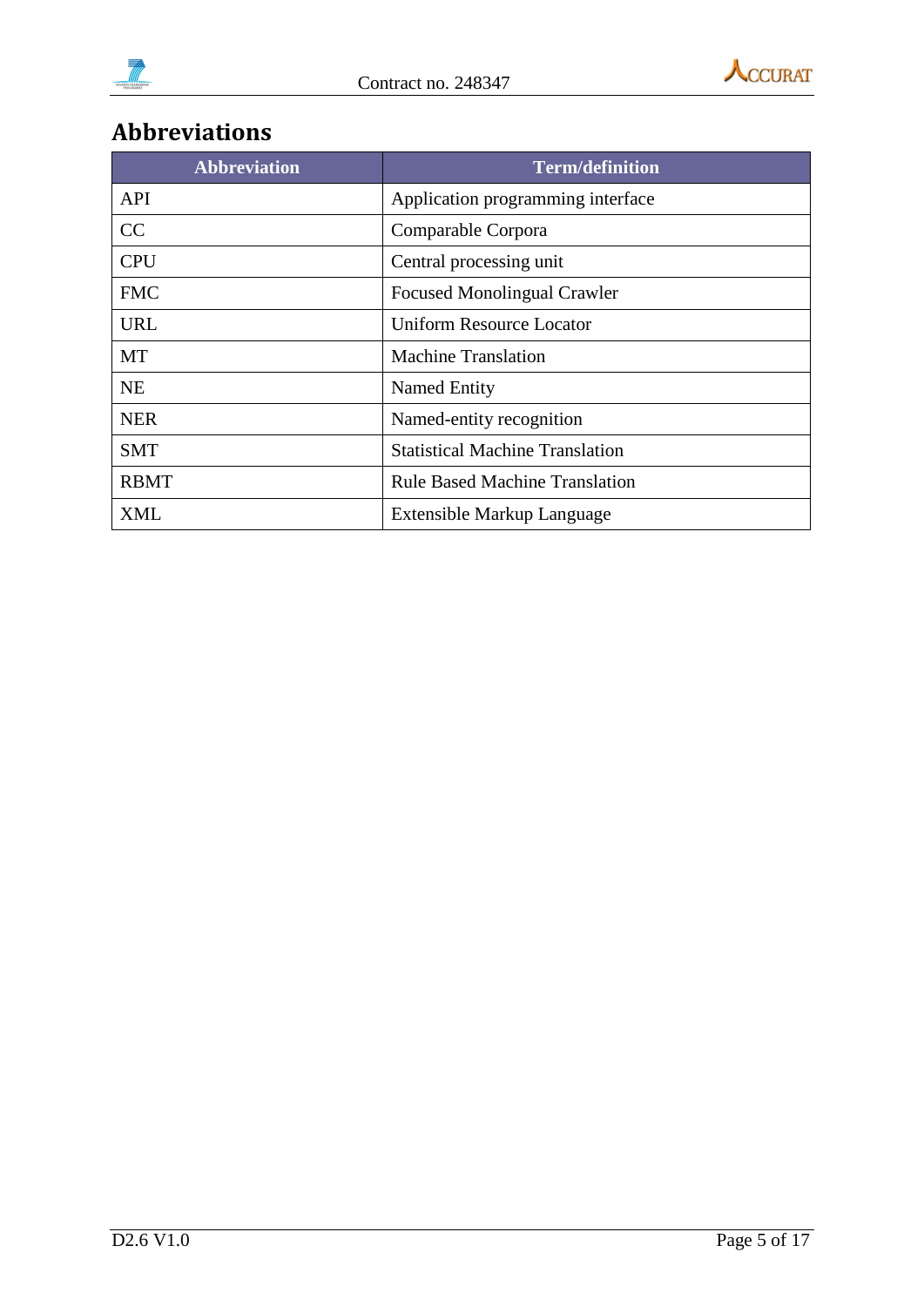## Abbreviations

| Abbreviation | Term/definition |
| --- | --- |
| API | Application programming interface |
| CC | Comparable Corpora |
| CPU | Central processing unit |
| FMC | Focused Monolingual Crawler |
| URL | Uniform Resource Locator |
| MT | Machine Translation |
| NE | Named Entity |
| NER | Named-entity recognition |
| SMT | Statistical Machine Translation |
| RBMT | Rule Based Machine Translation |
| XML | Extensible Markup Language |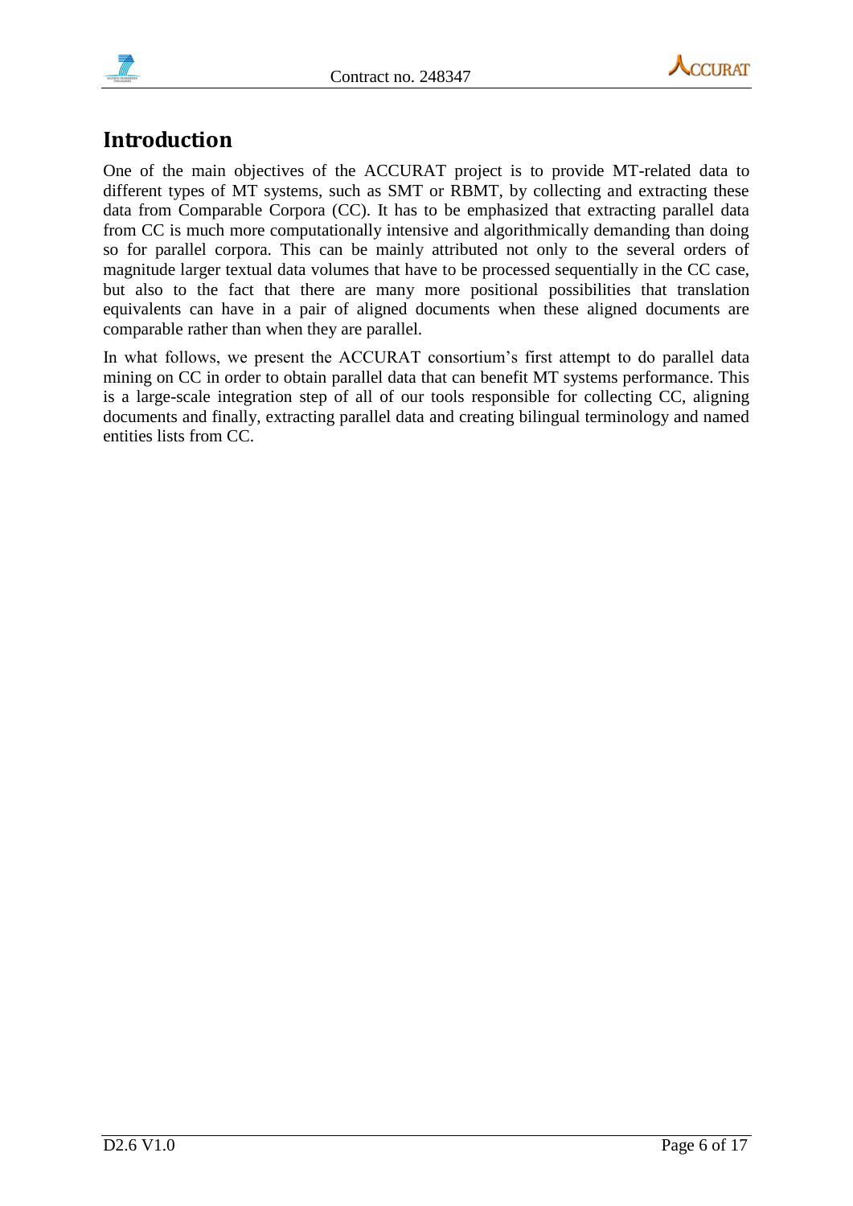# Introduction

One of the main objectives of the ACCURAT project is to provide MT-related data to different types of MT systems, such as SMT or RBMT, by collecting and extracting these data from Comparable Corpora (CC). It has to be emphasized that extracting parallel data from CC is much more computationally intensive and algorithmically demanding than doing so for parallel corpora. This can be mainly attributed not only to the several orders of magnitude larger textual data volumes that have to be processed sequentially in the CC case, but also to the fact that there are many more positional possibilities that translation equivalents can have in a pair of aligned documents when these aligned documents are comparable rather than when they are parallel.

In what follows, we present the ACCURAT consortium's first attempt to do parallel data mining on CC in order to obtain parallel data that can benefit MT systems performance. This is a large-scale integration step of all of our tools responsible for collecting CC, aligning documents and finally, extracting parallel data and creating bilingual terminology and named entities lists from CC.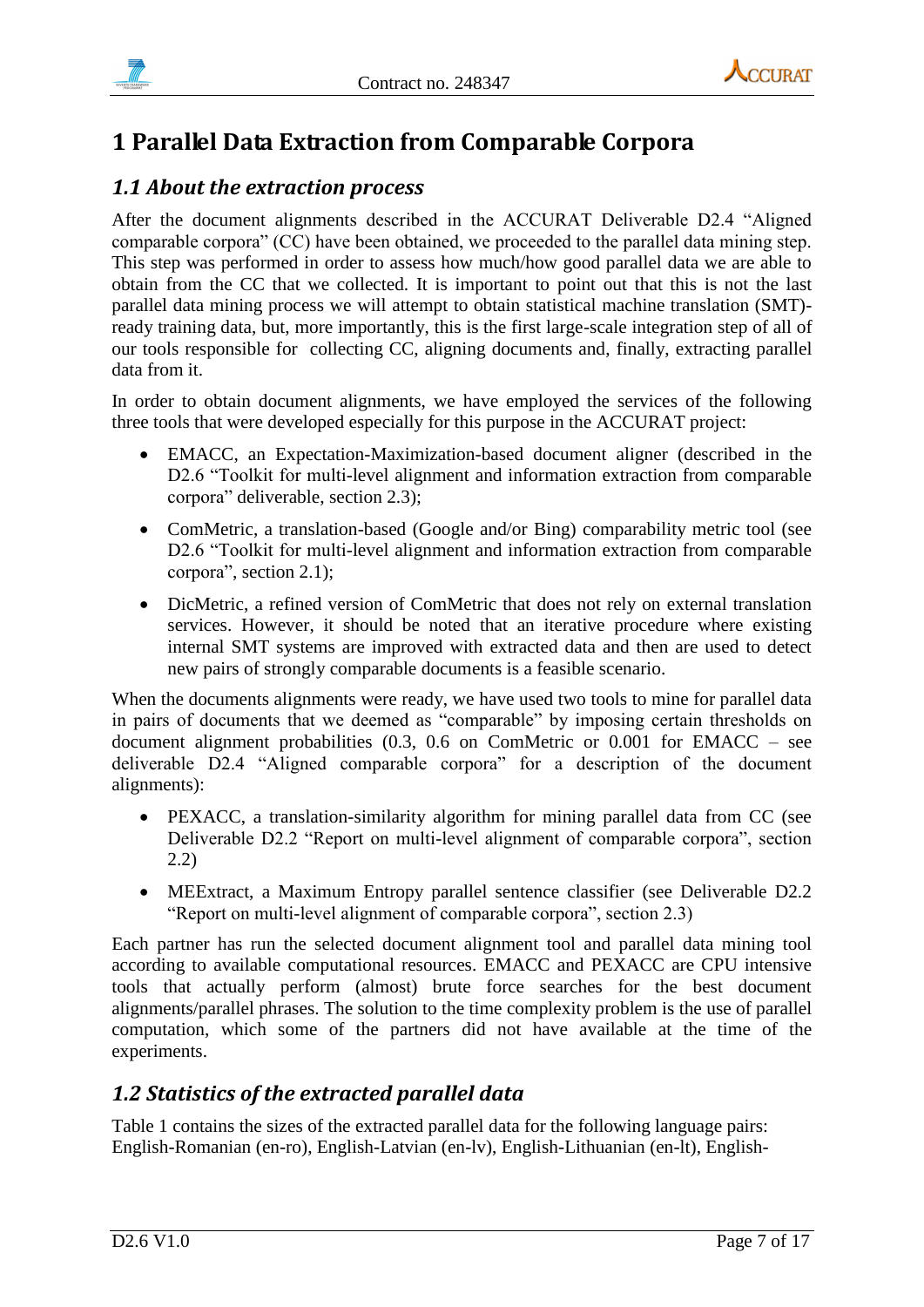# 1 Parallel Data Extraction from Comparable Corpora

## *1.1 About the extraction process*

After the document alignments described in the ACCURAT Deliverable D2.4 "Aligned comparable corpora" (CC) have been obtained, we proceeded to the parallel data mining step. This step was performed in order to assess how much/how good parallel data we are able to obtain from the CC that we collected. It is important to point out that this is not the last parallel data mining process we will attempt to obtain statistical machine translation (SMT)-ready training data, but, more importantly, this is the first large-scale integration step of all of our tools responsible for collecting CC, aligning documents and, finally, extracting parallel data from it.

In order to obtain document alignments, we have employed the services of the following three tools that were developed especially for this purpose in the ACCURAT project:

- EMACC, an Expectation-Maximization-based document aligner (described in the D2.6 "Toolkit for multi-level alignment and information extraction from comparable corpora" deliverable, section 2.3);
- ComMetric, a translation-based (Google and/or Bing) comparability metric tool (see D2.6 "Toolkit for multi-level alignment and information extraction from comparable corpora", section 2.1);
- DicMetric, a refined version of ComMetric that does not rely on external translation services. However, it should be noted that an iterative procedure where existing internal SMT systems are improved with extracted data and then are used to detect new pairs of strongly comparable documents is a feasible scenario.

When the documents alignments were ready, we have used two tools to mine for parallel data in pairs of documents that we deemed as "comparable" by imposing certain thresholds on document alignment probabilities (0.3, 0.6 on ComMetric or 0.001 for EMACC – see deliverable D2.4 "Aligned comparable corpora" for a description of the document alignments):

- PEXACC, a translation-similarity algorithm for mining parallel data from CC (see Deliverable D2.2 "Report on multi-level alignment of comparable corpora", section 2.2)
- MEExtract, a Maximum Entropy parallel sentence classifier (see Deliverable D2.2 "Report on multi-level alignment of comparable corpora", section 2.3)

Each partner has run the selected document alignment tool and parallel data mining tool according to available computational resources. EMACC and PEXACC are CPU intensive tools that actually perform (almost) brute force searches for the best document alignments/parallel phrases. The solution to the time complexity problem is the use of parallel computation, which some of the partners did not have available at the time of the experiments.

## *1.2 Statistics of the extracted parallel data*

Table 1 contains the sizes of the extracted parallel data for the following language pairs: English-Romanian (en-ro), English-Latvian (en-lv), English-Lithuanian (en-lt), English-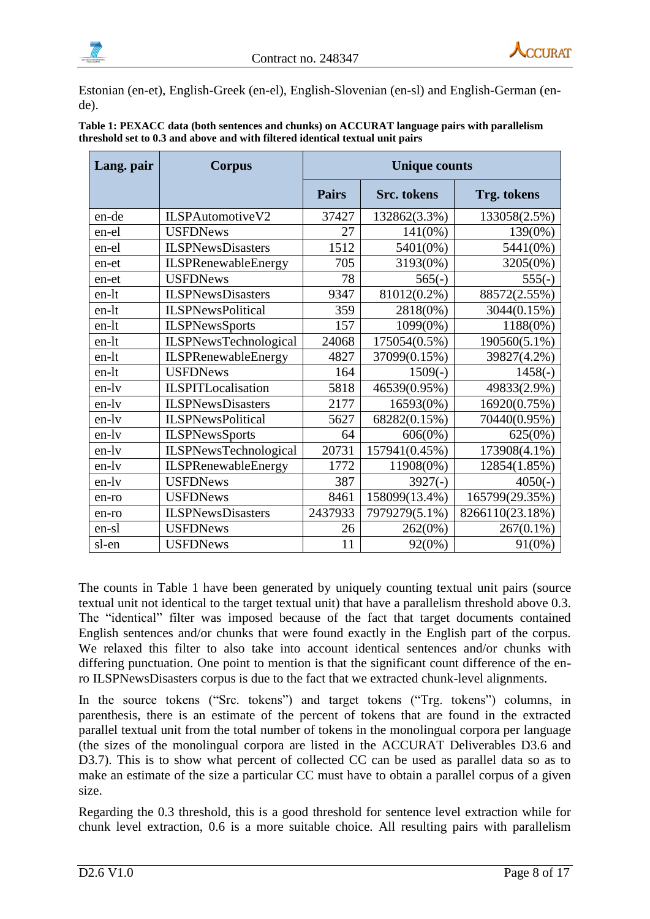Estonian (en-et), English-Greek (en-el), English-Slovenian (en-sl) and English-German (en-de).

**Table 1: PEXACC data (both sentences and chunks) on ACCURAT language pairs with parallelism threshold set to 0.3 and above and with filtered identical textual unit pairs**

| Lang. pair | Corpus | Unique counts | | |
|---|---|---|---|---|
| | | **Pairs** | **Src. tokens** | **Trg. tokens** |
| en-de | ILSPAutomotiveV2 | 37427 | 132862(3.3%) | 133058(2.5%) |
| en-el | USFDNews | 27 | 141(0%) | 139(0%) |
| en-el | ILSPNewsDisasters | 1512 | 5401(0%) | 5441(0%) |
| en-et | ILSPRenewableEnergy | 705 | 3193(0%) | 3205(0%) |
| en-et | USFDNews | 78 | 565(-) | 555(-) |
| en-lt | ILSPNewsDisasters | 9347 | 81012(0.2%) | 88572(2.55%) |
| en-lt | ILSPNewsPolitical | 359 | 2818(0%) | 3044(0.15%) |
| en-lt | ILSPNewsSports | 157 | 1099(0%) | 1188(0%) |
| en-lt | ILSPNewsTechnological | 24068 | 175054(0.5%) | 190560(5.1%) |
| en-lt | ILSPRenewableEnergy | 4827 | 37099(0.15%) | 39827(4.2%) |
| en-lt | USFDNews | 164 | 1509(-) | 1458(-) |
| en-lv | ILSPITLocalisation | 5818 | 46539(0.95%) | 49833(2.9%) |
| en-lv | ILSPNewsDisasters | 2177 | 16593(0%) | 16920(0.75%) |
| en-lv | ILSPNewsPolitical | 5627 | 68282(0.15%) | 70440(0.95%) |
| en-lv | ILSPNewsSports | 64 | 606(0%) | 625(0%) |
| en-lv | ILSPNewsTechnological | 20731 | 157941(0.45%) | 173908(4.1%) |
| en-lv | ILSPRenewableEnergy | 1772 | 11908(0%) | 12854(1.85%) |
| en-lv | USFDNews | 387 | 3927(-) | 4050(-) |
| en-ro | USFDNews | 8461 | 158099(13.4%) | 165799(29.35%) |
| en-ro | ILSPNewsDisasters | 2437933 | 7979279(5.1%) | 8266110(23.18%) |
| en-sl | USFDNews | 26 | 262(0%) | 267(0.1%) |
| sl-en | USFDNews | 11 | 92(0%) | 91(0%) |

The counts in Table 1 have been generated by uniquely counting textual unit pairs (source textual unit not identical to the target textual unit) that have a parallelism threshold above 0.3. The "identical" filter was imposed because of the fact that target documents contained English sentences and/or chunks that were found exactly in the English part of the corpus. We relaxed this filter to also take into account identical sentences and/or chunks with differing punctuation. One point to mention is that the significant count difference of the en-ro ILSPNewsDisasters corpus is due to the fact that we extracted chunk-level alignments.

In the source tokens ("Src. tokens") and target tokens ("Trg. tokens") columns, in parenthesis, there is an estimate of the percent of tokens that are found in the extracted parallel textual unit from the total number of tokens in the monolingual corpora per language (the sizes of the monolingual corpora are listed in the ACCURAT Deliverables D3.6 and D3.7). This is to show what percent of collected CC can be used as parallel data so as to make an estimate of the size a particular CC must have to obtain a parallel corpus of a given size.

Regarding the 0.3 threshold, this is a good threshold for sentence level extraction while for chunk level extraction, 0.6 is a more suitable choice. All resulting pairs with parallelism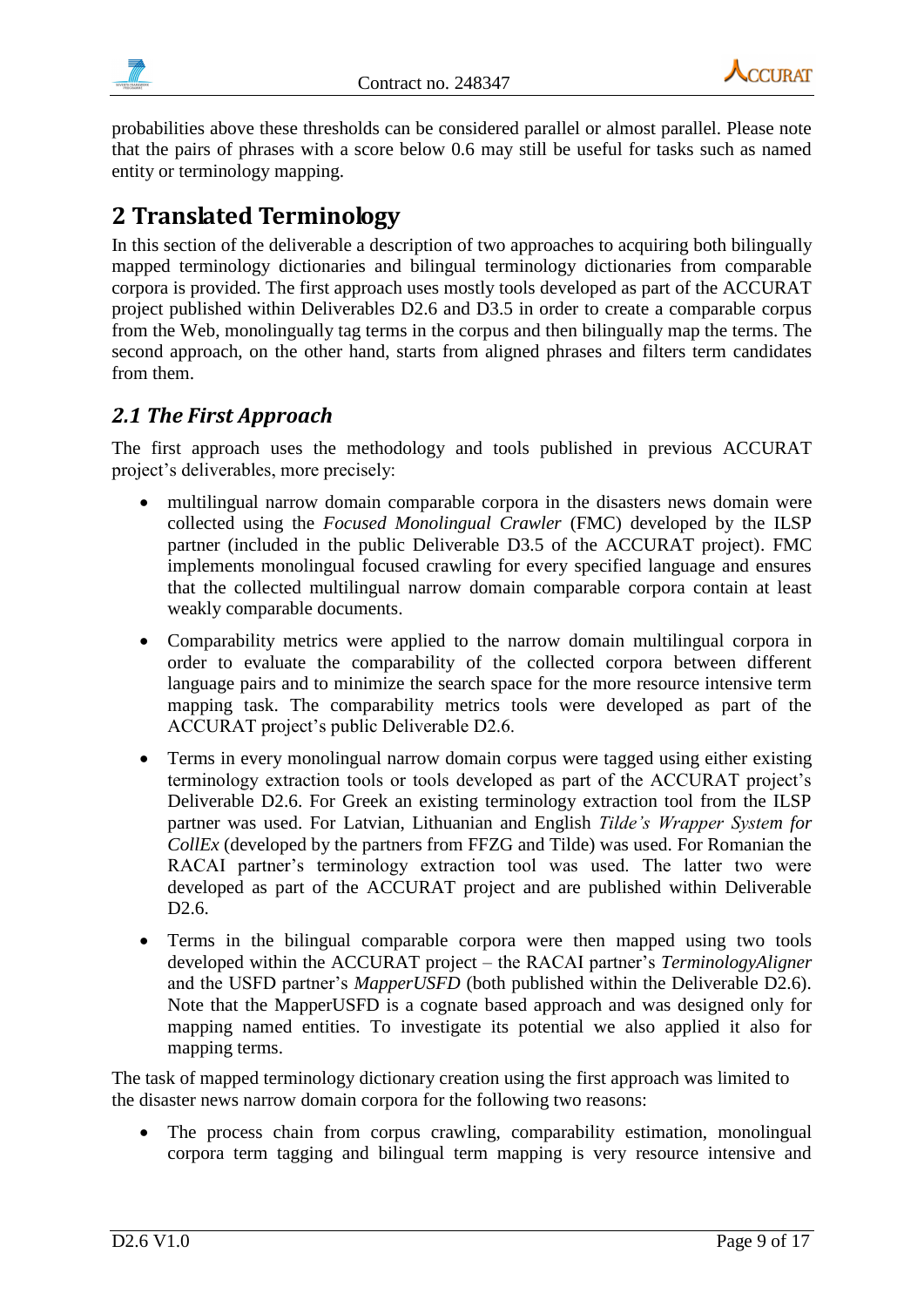probabilities above these thresholds can be considered parallel or almost parallel. Please note that the pairs of phrases with a score below 0.6 may still be useful for tasks such as named entity or terminology mapping.

# 2 Translated Terminology

In this section of the deliverable a description of two approaches to acquiring both bilingually mapped terminology dictionaries and bilingual terminology dictionaries from comparable corpora is provided. The first approach uses mostly tools developed as part of the ACCURAT project published within Deliverables D2.6 and D3.5 in order to create a comparable corpus from the Web, monolingually tag terms in the corpus and then bilingually map the terms. The second approach, on the other hand, starts from aligned phrases and filters term candidates from them.

## *2.1 The First Approach*

The first approach uses the methodology and tools published in previous ACCURAT project's deliverables, more precisely:

- multilingual narrow domain comparable corpora in the disasters news domain were collected using the *Focused Monolingual Crawler* (FMC) developed by the ILSP partner (included in the public Deliverable D3.5 of the ACCURAT project). FMC implements monolingual focused crawling for every specified language and ensures that the collected multilingual narrow domain comparable corpora contain at least weakly comparable documents.
- Comparability metrics were applied to the narrow domain multilingual corpora in order to evaluate the comparability of the collected corpora between different language pairs and to minimize the search space for the more resource intensive term mapping task. The comparability metrics tools were developed as part of the ACCURAT project's public Deliverable D2.6.
- Terms in every monolingual narrow domain corpus were tagged using either existing terminology extraction tools or tools developed as part of the ACCURAT project's Deliverable D2.6. For Greek an existing terminology extraction tool from the ILSP partner was used. For Latvian, Lithuanian and English *Tilde's Wrapper System for CollEx* (developed by the partners from FFZG and Tilde) was used. For Romanian the RACAI partner's terminology extraction tool was used. The latter two were developed as part of the ACCURAT project and are published within Deliverable D2.6.
- Terms in the bilingual comparable corpora were then mapped using two tools developed within the ACCURAT project – the RACAI partner's *TerminologyAligner* and the USFD partner's *MapperUSFD* (both published within the Deliverable D2.6). Note that the MapperUSFD is a cognate based approach and was designed only for mapping named entities. To investigate its potential we also applied it also for mapping terms.

The task of mapped terminology dictionary creation using the first approach was limited to the disaster news narrow domain corpora for the following two reasons:

- The process chain from corpus crawling, comparability estimation, monolingual corpora term tagging and bilingual term mapping is very resource intensive and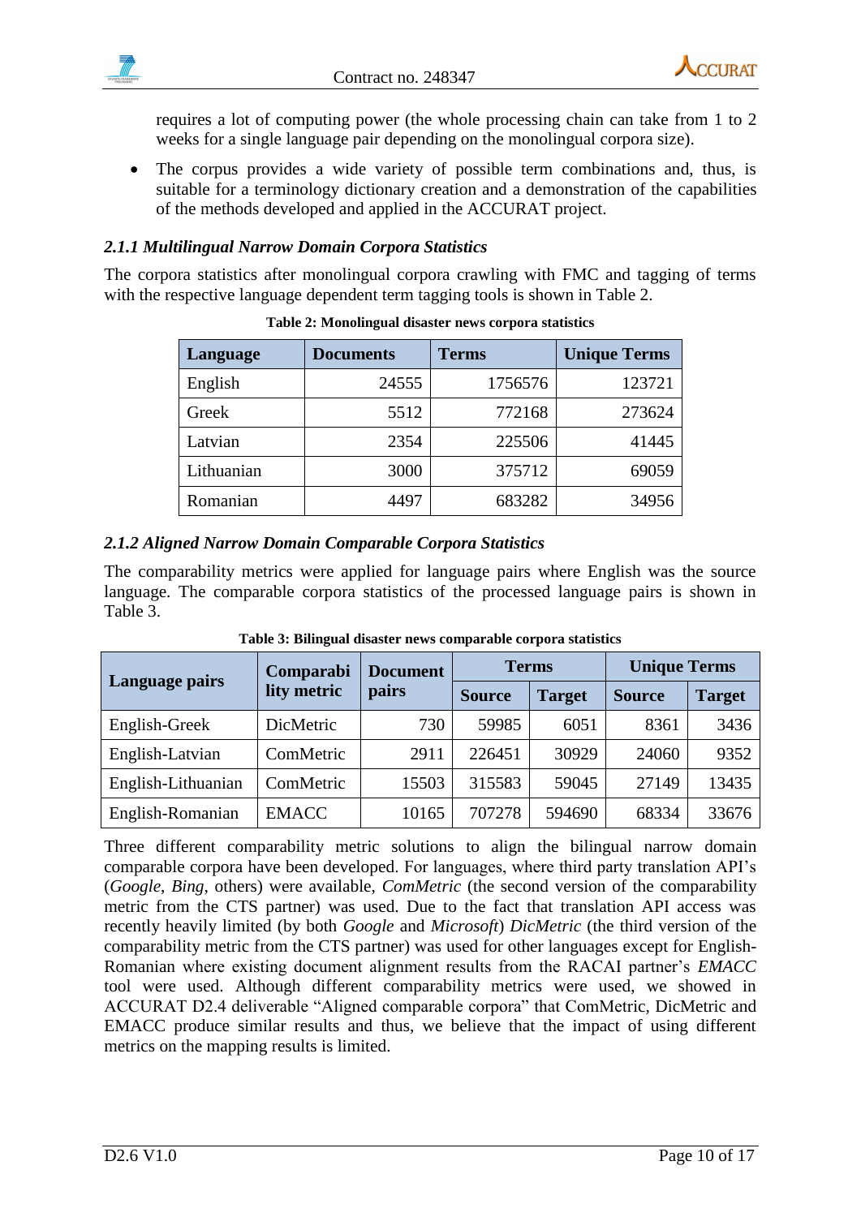requires a lot of computing power (the whole processing chain can take from 1 to 2 weeks for a single language pair depending on the monolingual corpora size).

- The corpus provides a wide variety of possible term combinations and, thus, is suitable for a terminology dictionary creation and a demonstration of the capabilities of the methods developed and applied in the ACCURAT project.

### *2.1.1 Multilingual Narrow Domain Corpora Statistics*

The corpora statistics after monolingual corpora crawling with FMC and tagging of terms with the respective language dependent term tagging tools is shown in Table 2.

**Table 2: Monolingual disaster news corpora statistics**

| Language | Documents | Terms | Unique Terms |
|---|---|---|---|
| English | 24555 | 1756576 | 123721 |
| Greek | 5512 | 772168 | 273624 |
| Latvian | 2354 | 225506 | 41445 |
| Lithuanian | 3000 | 375712 | 69059 |
| Romanian | 4497 | 683282 | 34956 |

### *2.1.2 Aligned Narrow Domain Comparable Corpora Statistics*

The comparability metrics were applied for language pairs where English was the source language. The comparable corpora statistics of the processed language pairs is shown in Table 3.

**Table 3: Bilingual disaster news comparable corpora statistics**

| Language pairs | Comparability metric | Document pairs | Terms | | Unique Terms | |
|---|---|---|---|---|---|---|
| | | | Source | Target | Source | Target |
| English-Greek | DicMetric | 730 | 59985 | 6051 | 8361 | 3436 |
| English-Latvian | ComMetric | 2911 | 226451 | 30929 | 24060 | 9352 |
| English-Lithuanian | ComMetric | 15503 | 315583 | 59045 | 27149 | 13435 |
| English-Romanian | EMACC | 10165 | 707278 | 594690 | 68334 | 33676 |

Three different comparability metric solutions to align the bilingual narrow domain comparable corpora have been developed. For languages, where third party translation API's (*Google*, *Bing*, others) were available, *ComMetric* (the second version of the comparability metric from the CTS partner) was used. Due to the fact that translation API access was recently heavily limited (by both *Google* and *Microsoft*) *DicMetric* (the third version of the comparability metric from the CTS partner) was used for other languages except for English-Romanian where existing document alignment results from the RACAI partner's *EMACC* tool were used. Although different comparability metrics were used, we showed in ACCURAT D2.4 deliverable "Aligned comparable corpora" that ComMetric, DicMetric and EMACC produce similar results and thus, we believe that the impact of using different metrics on the mapping results is limited.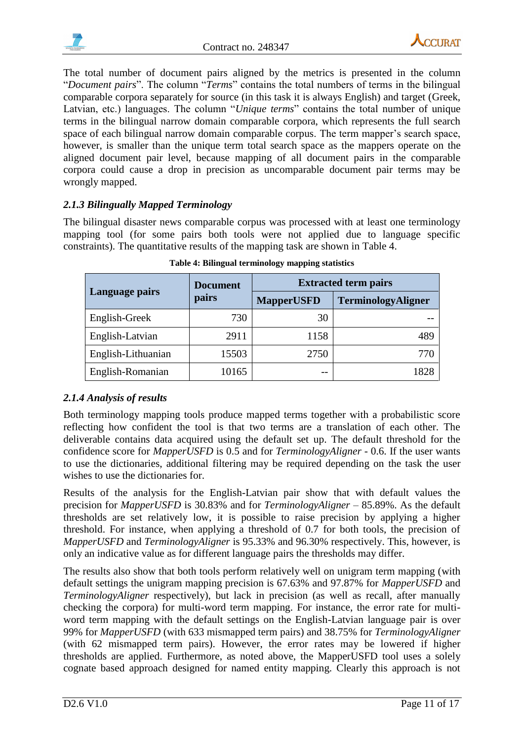The total number of document pairs aligned by the metrics is presented in the column "*Document pairs*". The column "*Terms*" contains the total numbers of terms in the bilingual comparable corpora separately for source (in this task it is always English) and target (Greek, Latvian, etc.) languages. The column "*Unique terms*" contains the total number of unique terms in the bilingual narrow domain comparable corpora, which represents the full search space of each bilingual narrow domain comparable corpus. The term mapper's search space, however, is smaller than the unique term total search space as the mappers operate on the aligned document pair level, because mapping of all document pairs in the comparable corpora could cause a drop in precision as uncomparable document pair terms may be wrongly mapped.

### *2.1.3 Bilingually Mapped Terminology*

The bilingual disaster news comparable corpus was processed with at least one terminology mapping tool (for some pairs both tools were not applied due to language specific constraints). The quantitative results of the mapping task are shown in Table 4.

**Table 4: Bilingual terminology mapping statistics**

| Language pairs | Document pairs | Extracted term pairs | |
|---|---|---|---|
| | | MapperUSFD | TerminologyAligner |
| English-Greek | 730 | 30 | -- |
| English-Latvian | 2911 | 1158 | 489 |
| English-Lithuanian | 15503 | 2750 | 770 |
| English-Romanian | 10165 | -- | 1828 |

### *2.1.4 Analysis of results*

Both terminology mapping tools produce mapped terms together with a probabilistic score reflecting how confident the tool is that two terms are a translation of each other. The deliverable contains data acquired using the default set up. The default threshold for the confidence score for *MapperUSFD* is 0.5 and for *TerminologyAligner* - 0.6. If the user wants to use the dictionaries, additional filtering may be required depending on the task the user wishes to use the dictionaries for.

Results of the analysis for the English-Latvian pair show that with default values the precision for *MapperUSFD* is 30.83% and for *TerminologyAligner* – 85.89%. As the default thresholds are set relatively low, it is possible to raise precision by applying a higher threshold. For instance, when applying a threshold of 0.7 for both tools, the precision of *MapperUSFD* and *TerminologyAligner* is 95.33% and 96.30% respectively. This, however, is only an indicative value as for different language pairs the thresholds may differ.

The results also show that both tools perform relatively well on unigram term mapping (with default settings the unigram mapping precision is 67.63% and 97.87% for *MapperUSFD* and *TerminologyAligner* respectively), but lack in precision (as well as recall, after manually checking the corpora) for multi-word term mapping. For instance, the error rate for multi-word term mapping with the default settings on the English-Latvian language pair is over 99% for *MapperUSFD* (with 633 mismapped term pairs) and 38.75% for *TerminologyAligner* (with 62 mismapped term pairs). However, the error rates may be lowered if higher thresholds are applied. Furthermore, as noted above, the MapperUSFD tool uses a solely cognate based approach designed for named entity mapping. Clearly this approach is not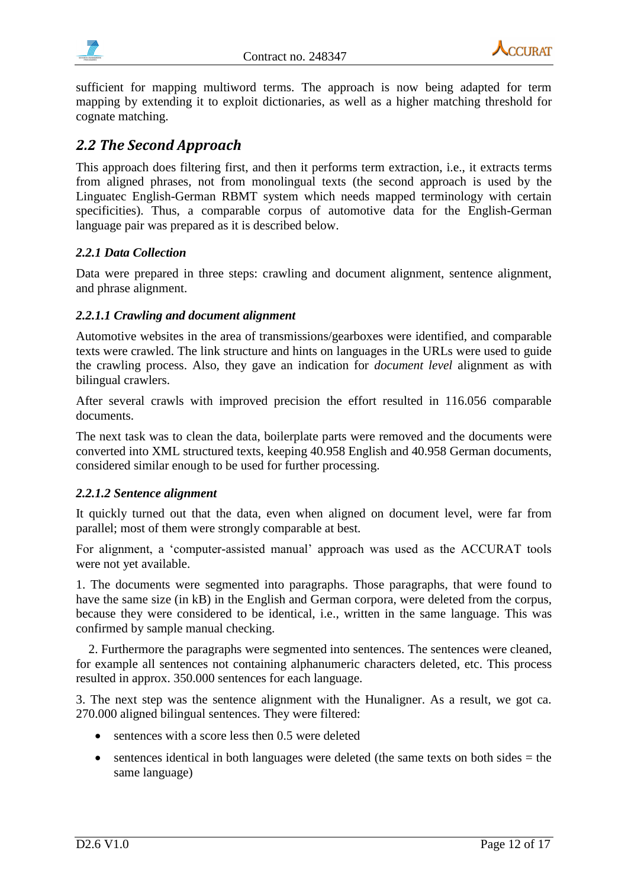sufficient for mapping multiword terms. The approach is now being adapted for term mapping by extending it to exploit dictionaries, as well as a higher matching threshold for cognate matching.

## *2.2 The Second Approach*

This approach does filtering first, and then it performs term extraction, i.e., it extracts terms from aligned phrases, not from monolingual texts (the second approach is used by the Linguatec English-German RBMT system which needs mapped terminology with certain specificities). Thus, a comparable corpus of automotive data for the English-German language pair was prepared as it is described below.

### *2.2.1 Data Collection*

Data were prepared in three steps: crawling and document alignment, sentence alignment, and phrase alignment.

#### *2.2.1.1 Crawling and document alignment*

Automotive websites in the area of transmissions/gearboxes were identified, and comparable texts were crawled. The link structure and hints on languages in the URLs were used to guide the crawling process. Also, they gave an indication for *document level* alignment as with bilingual crawlers.

After several crawls with improved precision the effort resulted in 116.056 comparable documents.

The next task was to clean the data, boilerplate parts were removed and the documents were converted into XML structured texts, keeping 40.958 English and 40.958 German documents, considered similar enough to be used for further processing.

#### *2.2.1.2 Sentence alignment*

It quickly turned out that the data, even when aligned on document level, were far from parallel; most of them were strongly comparable at best.

For alignment, a 'computer-assisted manual' approach was used as the ACCURAT tools were not yet available.

1. The documents were segmented into paragraphs. Those paragraphs, that were found to have the same size (in kB) in the English and German corpora, were deleted from the corpus, because they were considered to be identical, i.e., written in the same language. This was confirmed by sample manual checking.

2. Furthermore the paragraphs were segmented into sentences. The sentences were cleaned, for example all sentences not containing alphanumeric characters deleted, etc. This process resulted in approx. 350.000 sentences for each language.

3. The next step was the sentence alignment with the Hunaligner. As a result, we got ca. 270.000 aligned bilingual sentences. They were filtered:

- sentences with a score less then 0.5 were deleted
- sentences identical in both languages were deleted (the same texts on both sides = the same language)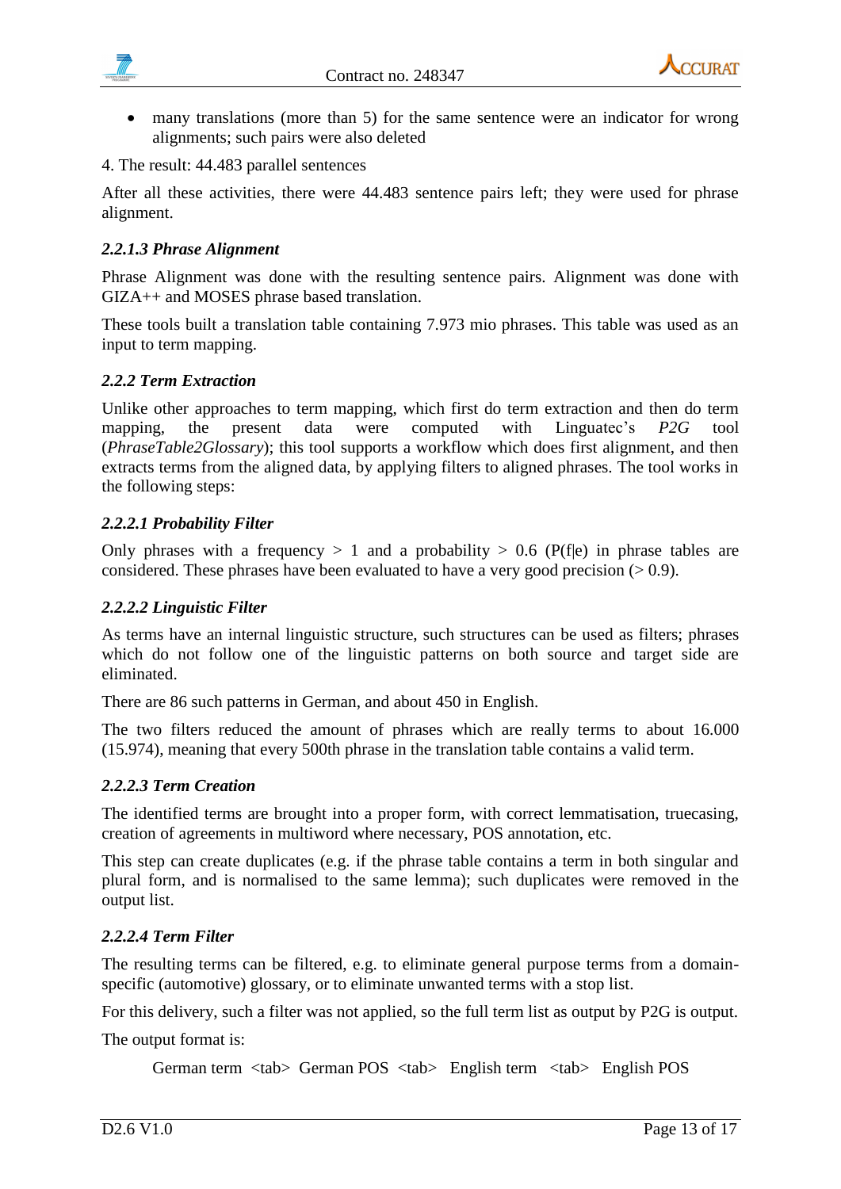- many translations (more than 5) for the same sentence were an indicator for wrong alignments; such pairs were also deleted

4. The result: 44.483 parallel sentences

After all these activities, there were 44.483 sentence pairs left; they were used for phrase alignment.

#### *2.2.1.3 Phrase Alignment*

Phrase Alignment was done with the resulting sentence pairs. Alignment was done with GIZA++ and MOSES phrase based translation.

These tools built a translation table containing 7.973 mio phrases. This table was used as an input to term mapping.

### *2.2.2 Term Extraction*

Unlike other approaches to term mapping, which first do term extraction and then do term mapping, the present data were computed with Linguatec's *P2G* tool (*PhraseTable2Glossary*); this tool supports a workflow which does first alignment, and then extracts terms from the aligned data, by applying filters to aligned phrases. The tool works in the following steps:

#### *2.2.2.1 Probability Filter*

Only phrases with a frequency > 1 and a probability > 0.6 (P(f|e) in phrase tables are considered. These phrases have been evaluated to have a very good precision (> 0.9).

#### *2.2.2.2 Linguistic Filter*

As terms have an internal linguistic structure, such structures can be used as filters; phrases which do not follow one of the linguistic patterns on both source and target side are eliminated.

There are 86 such patterns in German, and about 450 in English.

The two filters reduced the amount of phrases which are really terms to about 16.000 (15.974), meaning that every 500th phrase in the translation table contains a valid term.

#### *2.2.2.3 Term Creation*

The identified terms are brought into a proper form, with correct lemmatisation, truecasing, creation of agreements in multiword where necessary, POS annotation, etc.

This step can create duplicates (e.g. if the phrase table contains a term in both singular and plural form, and is normalised to the same lemma); such duplicates were removed in the output list.

#### *2.2.2.4 Term Filter*

The resulting terms can be filtered, e.g. to eliminate general purpose terms from a domain-specific (automotive) glossary, or to eliminate unwanted terms with a stop list.

For this delivery, such a filter was not applied, so the full term list as output by P2G is output.

The output format is:

German term <tab> German POS <tab> English term <tab> English POS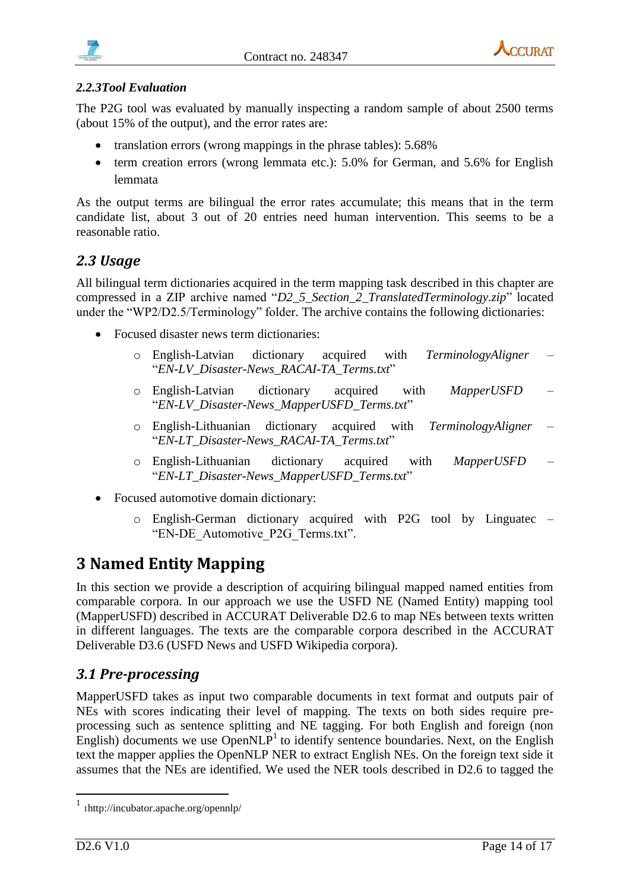### *2.2.3Tool Evaluation*

The P2G tool was evaluated by manually inspecting a random sample of about 2500 terms (about 15% of the output), and the error rates are:

- translation errors (wrong mappings in the phrase tables): 5.68%
- term creation errors (wrong lemmata etc.): 5.0% for German, and 5.6% for English lemmata

As the output terms are bilingual the error rates accumulate; this means that in the term candidate list, about 3 out of 20 entries need human intervention. This seems to be a reasonable ratio.

## *2.3 Usage*

All bilingual term dictionaries acquired in the term mapping task described in this chapter are compressed in a ZIP archive named "*D2_5_Section_2_TranslatedTerminology.zip*" located under the "WP2/D2.5/Terminology" folder. The archive contains the following dictionaries:

- Focused disaster news term dictionaries:
  - English-Latvian dictionary acquired with *TerminologyAligner* – "*EN-LV_Disaster-News_RACAI-TA_Terms.txt*"
  - English-Latvian dictionary acquired with *MapperUSFD* – "*EN-LV_Disaster-News_MapperUSFD_Terms.txt*"
  - English-Lithuanian dictionary acquired with *TerminologyAligner* – "*EN-LT_Disaster-News_RACAI-TA_Terms.txt*"
  - English-Lithuanian dictionary acquired with *MapperUSFD* – "*EN-LT_Disaster-News_MapperUSFD_Terms.txt*"
- Focused automotive domain dictionary:
  - English-German dictionary acquired with P2G tool by Linguatec – "EN-DE_Automotive_P2G_Terms.txt".

# 3 Named Entity Mapping

In this section we provide a description of acquiring bilingual mapped named entities from comparable corpora. In our approach we use the USFD NE (Named Entity) mapping tool (MapperUSFD) described in ACCURAT Deliverable D2.6 to map NEs between texts written in different languages. The texts are the comparable corpora described in the ACCURAT Deliverable D3.6 (USFD News and USFD Wikipedia corpora).

## *3.1 Pre-processing*

MapperUSFD takes as input two comparable documents in text format and outputs pair of NEs with scores indicating their level of mapping. The texts on both sides require pre-processing such as sentence splitting and NE tagging. For both English and foreign (non English) documents we use OpenNLP[1] to identify sentence boundaries. Next, on the English text the mapper applies the OpenNLP NER to extract English NEs. On the foreign text side it assumes that the NEs are identified. We used the NER tools described in D2.6 to tagged the

[1] 1http://incubator.apache.org/opennlp/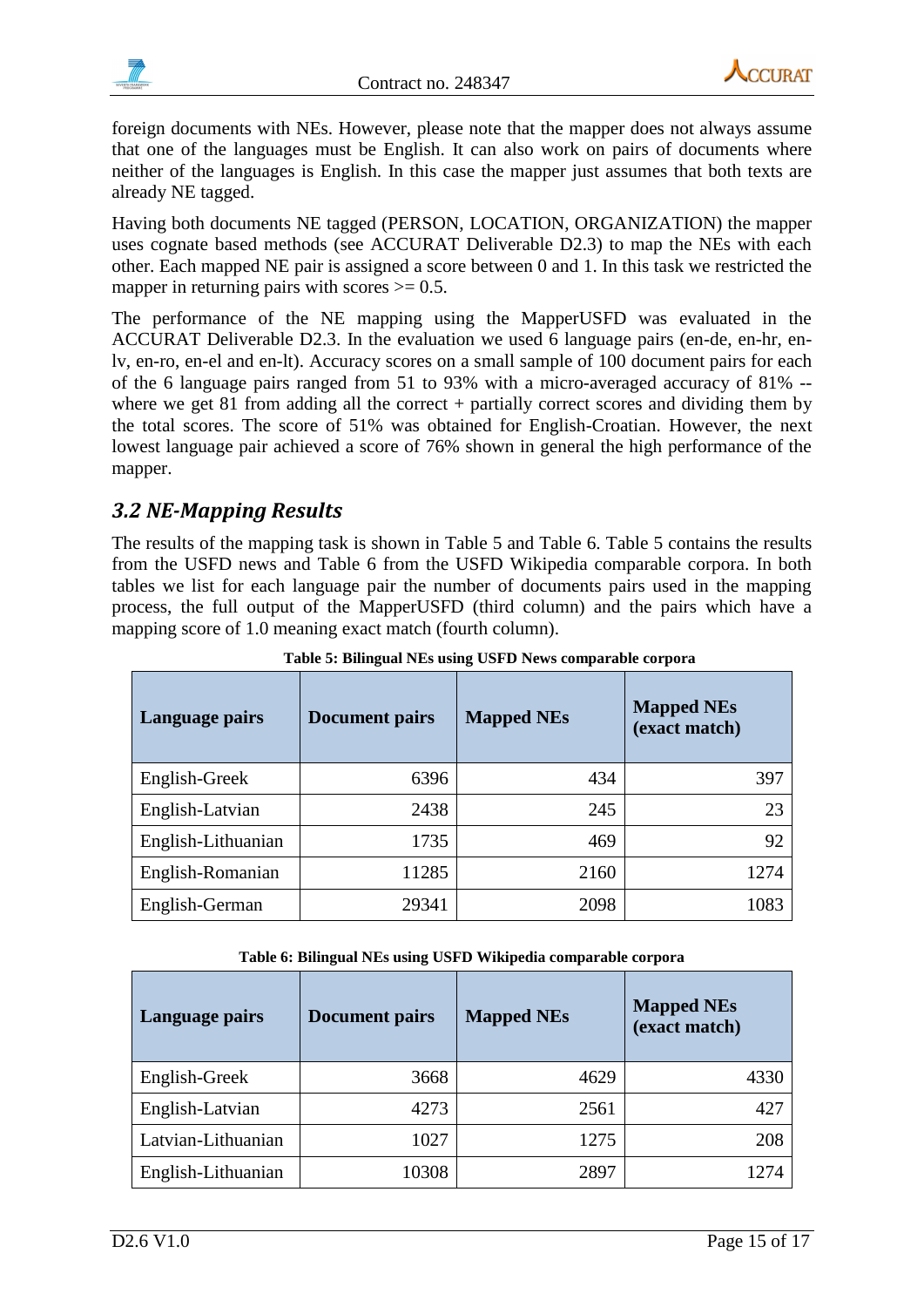foreign documents with NEs. However, please note that the mapper does not always assume that one of the languages must be English. It can also work on pairs of documents where neither of the languages is English. In this case the mapper just assumes that both texts are already NE tagged.

Having both documents NE tagged (PERSON, LOCATION, ORGANIZATION) the mapper uses cognate based methods (see ACCURAT Deliverable D2.3) to map the NEs with each other. Each mapped NE pair is assigned a score between 0 and 1. In this task we restricted the mapper in returning pairs with scores >= 0.5.

The performance of the NE mapping using the MapperUSFD was evaluated in the ACCURAT Deliverable D2.3. In the evaluation we used 6 language pairs (en-de, en-hr, en-lv, en-ro, en-el and en-lt). Accuracy scores on a small sample of 100 document pairs for each of the 6 language pairs ranged from 51 to 93% with a micro-averaged accuracy of 81% -- where we get 81 from adding all the correct + partially correct scores and dividing them by the total scores. The score of 51% was obtained for English-Croatian. However, the next lowest language pair achieved a score of 76% shown in general the high performance of the mapper.

## *3.2 NE-Mapping Results*

The results of the mapping task is shown in Table 5 and Table 6. Table 5 contains the results from the USFD news and Table 6 from the USFD Wikipedia comparable corpora. In both tables we list for each language pair the number of documents pairs used in the mapping process, the full output of the MapperUSFD (third column) and the pairs which have a mapping score of 1.0 meaning exact match (fourth column).

**Table 5: Bilingual NEs using USFD News comparable corpora**

| Language pairs | Document pairs | Mapped NEs | Mapped NEs (exact match) |
|---|---|---|---|
| English-Greek | 6396 | 434 | 397 |
| English-Latvian | 2438 | 245 | 23 |
| English-Lithuanian | 1735 | 469 | 92 |
| English-Romanian | 11285 | 2160 | 1274 |
| English-German | 29341 | 2098 | 1083 |

**Table 6: Bilingual NEs using USFD Wikipedia comparable corpora**

| Language pairs | Document pairs | Mapped NEs | Mapped NEs (exact match) |
|---|---|---|---|
| English-Greek | 3668 | 4629 | 4330 |
| English-Latvian | 4273 | 2561 | 427 |
| Latvian-Lithuanian | 1027 | 1275 | 208 |
| English-Lithuanian | 10308 | 2897 | 1274 |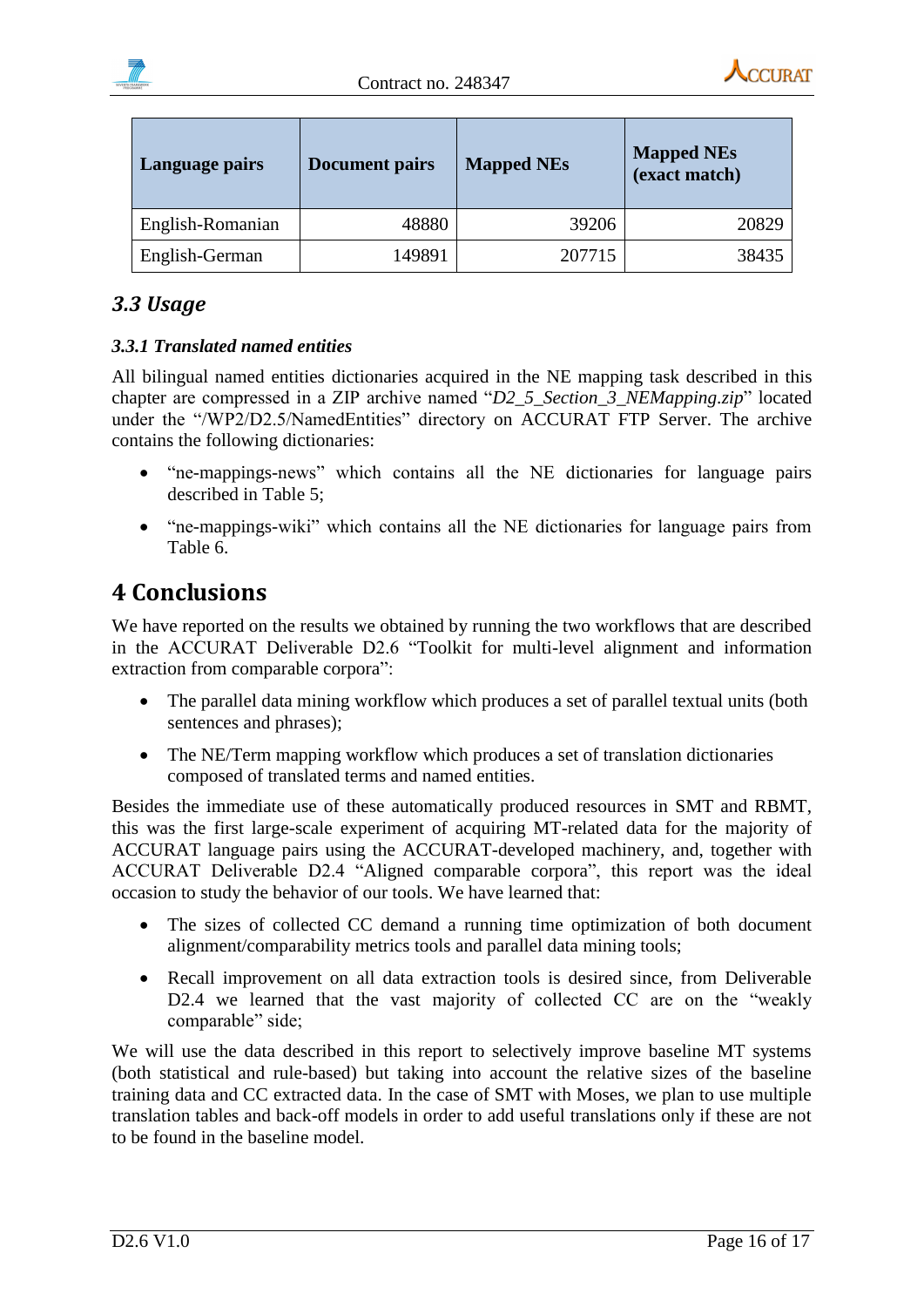| Language pairs | Document pairs | Mapped NEs | Mapped NEs (exact match) |
|---|---|---|---|
| English-Romanian | 48880 | 39206 | 20829 |
| English-German | 149891 | 207715 | 38435 |

## *3.3 Usage*

### *3.3.1 Translated named entities*

All bilingual named entities dictionaries acquired in the NE mapping task described in this chapter are compressed in a ZIP archive named "*D2_5_Section_3_NEMapping.zip*" located under the "/WP2/D2.5/NamedEntities" directory on ACCURAT FTP Server. The archive contains the following dictionaries:

- "ne-mappings-news" which contains all the NE dictionaries for language pairs described in Table 5;
- "ne-mappings-wiki" which contains all the NE dictionaries for language pairs from Table 6.

# 4 Conclusions

We have reported on the results we obtained by running the two workflows that are described in the ACCURAT Deliverable D2.6 "Toolkit for multi-level alignment and information extraction from comparable corpora":

- The parallel data mining workflow which produces a set of parallel textual units (both sentences and phrases);
- The NE/Term mapping workflow which produces a set of translation dictionaries composed of translated terms and named entities.

Besides the immediate use of these automatically produced resources in SMT and RBMT, this was the first large-scale experiment of acquiring MT-related data for the majority of ACCURAT language pairs using the ACCURAT-developed machinery, and, together with ACCURAT Deliverable D2.4 "Aligned comparable corpora", this report was the ideal occasion to study the behavior of our tools. We have learned that:

- The sizes of collected CC demand a running time optimization of both document alignment/comparability metrics tools and parallel data mining tools;
- Recall improvement on all data extraction tools is desired since, from Deliverable D2.4 we learned that the vast majority of collected CC are on the "weakly comparable" side;

We will use the data described in this report to selectively improve baseline MT systems (both statistical and rule-based) but taking into account the relative sizes of the baseline training data and CC extracted data. In the case of SMT with Moses, we plan to use multiple translation tables and back-off models in order to add useful translations only if these are not to be found in the baseline model.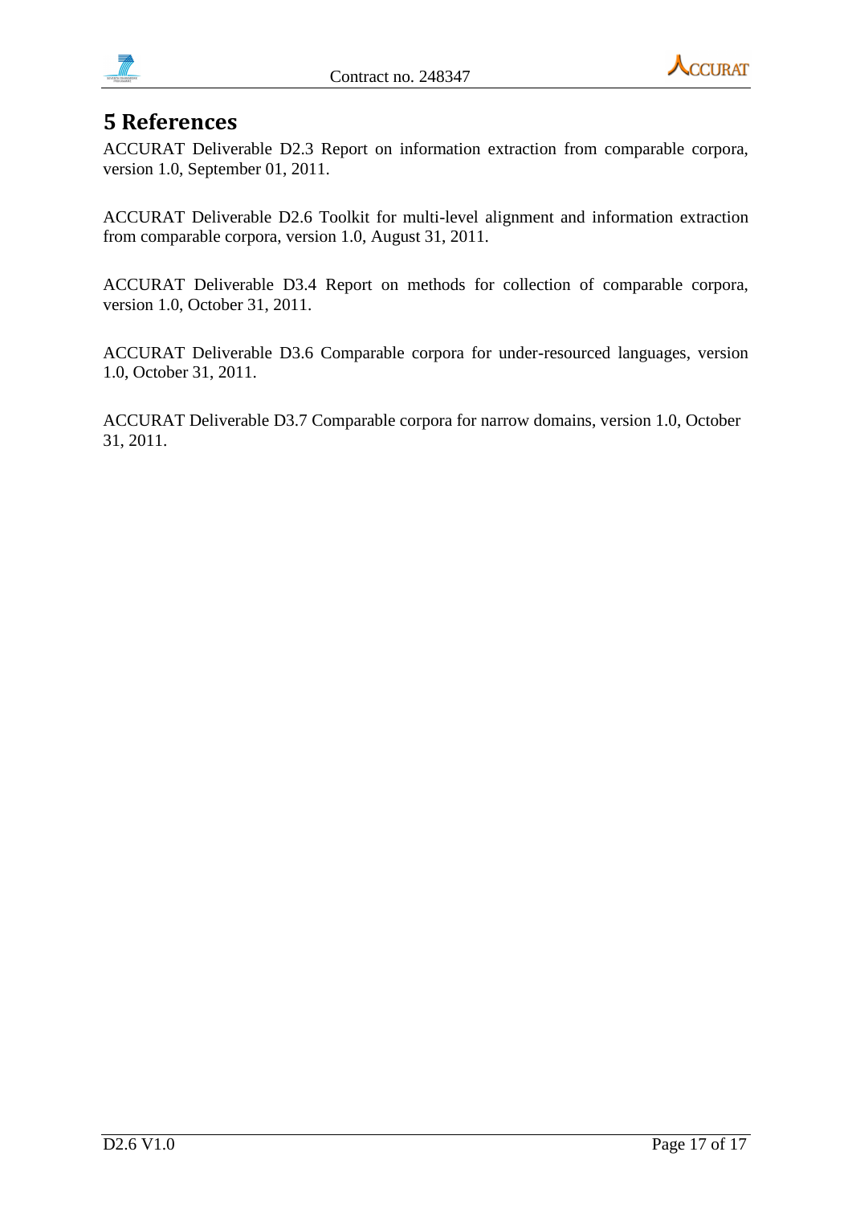# 5 References

ACCURAT Deliverable D2.3 Report on information extraction from comparable corpora, version 1.0, September 01, 2011.

ACCURAT Deliverable D2.6 Toolkit for multi-level alignment and information extraction from comparable corpora, version 1.0, August 31, 2011.

ACCURAT Deliverable D3.4 Report on methods for collection of comparable corpora, version 1.0, October 31, 2011.

ACCURAT Deliverable D3.6 Comparable corpora for under-resourced languages, version 1.0, October 31, 2011.

ACCURAT Deliverable D3.7 Comparable corpora for narrow domains, version 1.0, October 31, 2011.